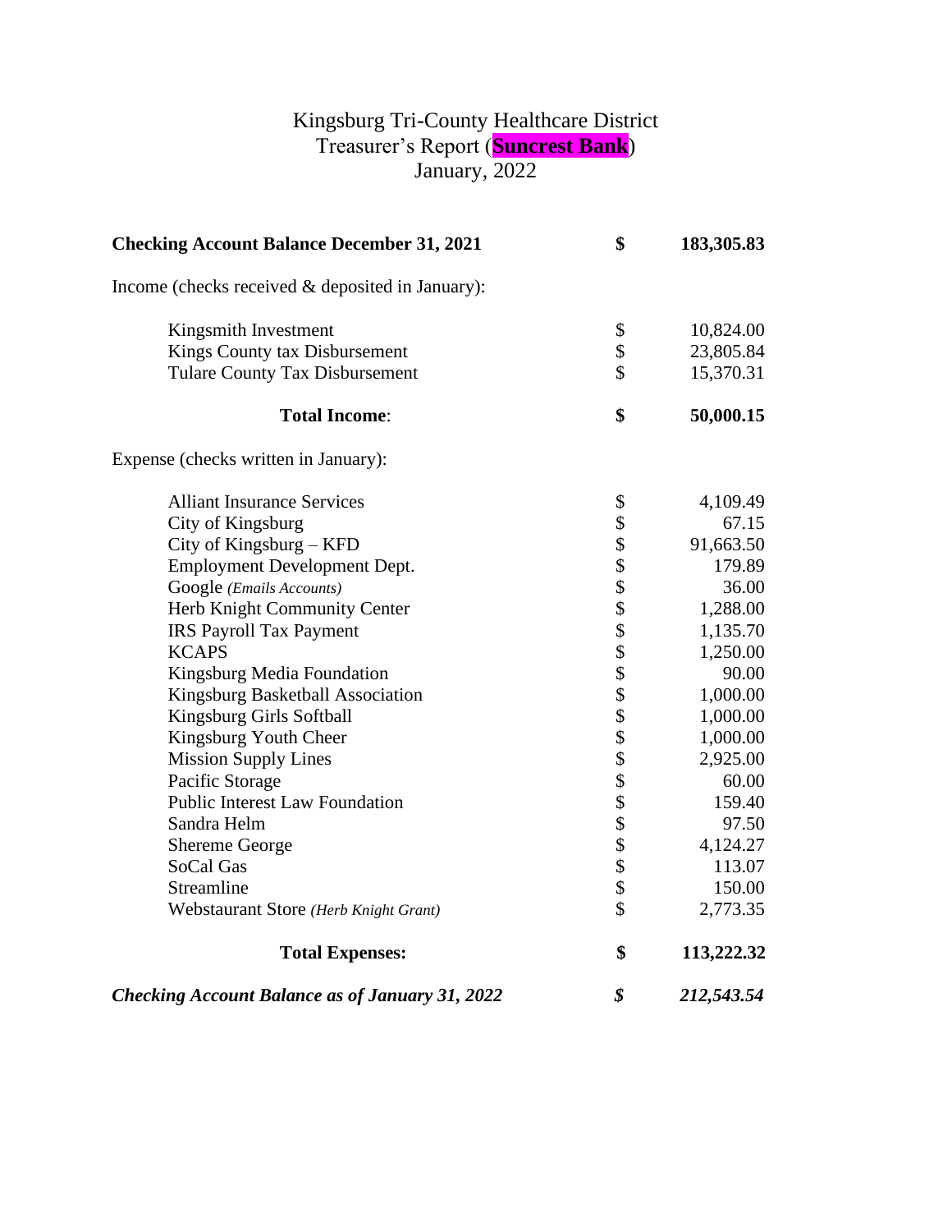# Kingsburg Tri-County Healthcare District
## Treasurer's Report (**Suncrest Bank**)
### January, 2022

| | | |
|---|---|---|
| **Checking Account Balance December 31, 2021** | **$** | **183,305.83** |
| Income (checks received & deposited in January): | | |
| Kingsmith Investment | $ | 10,824.00 |
| Kings County tax Disbursement | $ | 23,805.84 |
| Tulare County Tax Disbursement | $ | 15,370.31 |
| **Total Income**: | **$** | **50,000.15** |
| Expense (checks written in January): | | |
| Alliant Insurance Services | $ | 4,109.49 |
| City of Kingsburg | $ | 67.15 |
| City of Kingsburg – KFD | $ | 91,663.50 |
| Employment Development Dept. | $ | 179.89 |
| Google *(Emails Accounts)* | $ | 36.00 |
| Herb Knight Community Center | $ | 1,288.00 |
| IRS Payroll Tax Payment | $ | 1,135.70 |
| KCAPS | $ | 1,250.00 |
| Kingsburg Media Foundation | $ | 90.00 |
| Kingsburg Basketball Association | $ | 1,000.00 |
| Kingsburg Girls Softball | $ | 1,000.00 |
| Kingsburg Youth Cheer | $ | 1,000.00 |
| Mission Supply Lines | $ | 2,925.00 |
| Pacific Storage | $ | 60.00 |
| Public Interest Law Foundation | $ | 159.40 |
| Sandra Helm | $ | 97.50 |
| Shereme George | $ | 4,124.27 |
| SoCal Gas | $ | 113.07 |
| Streamline | $ | 150.00 |
| Webstaurant Store *(Herb Knight Grant)* | $ | 2,773.35 |
| **Total Expenses:** | **$** | **113,222.32** |
| ***Checking Account Balance as of January 31, 2022*** | ***$*** | ***212,543.54*** |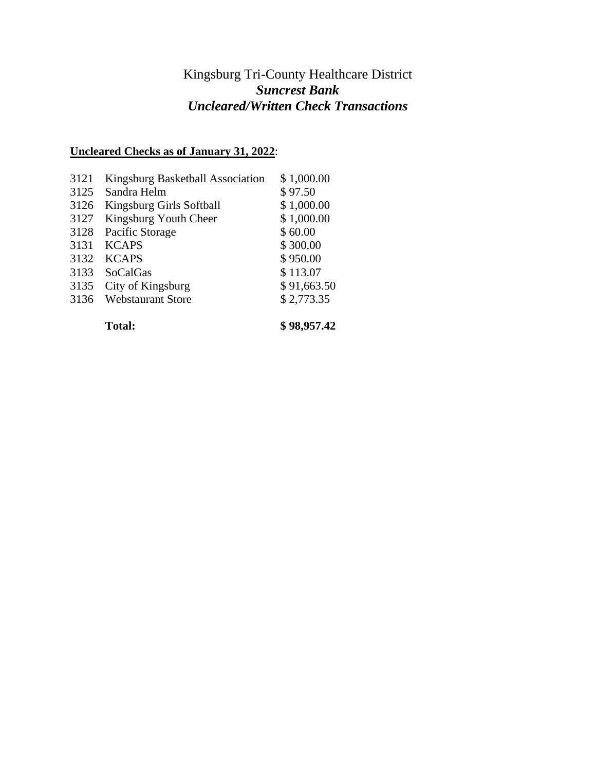# Kingsburg Tri-County Healthcare District

## ***Suncrest Bank***

## ***Uncleared/Written Check Transactions***

**Uncleared Checks as of January 31, 2022**:

| | | |
|---|---|---|
| 3121 | Kingsburg Basketball Association | $ 1,000.00 |
| 3125 | Sandra Helm | $ 97.50 |
| 3126 | Kingsburg Girls Softball | $ 1,000.00 |
| 3127 | Kingsburg Youth Cheer | $ 1,000.00 |
| 3128 | Pacific Storage | $ 60.00 |
| 3131 | KCAPS | $ 300.00 |
| 3132 | KCAPS | $ 950.00 |
| 3133 | SoCalGas | $ 113.07 |
| 3135 | City of Kingsburg | $ 91,663.50 |
| 3136 | Webstaurant Store | $ 2,773.35 |
| | **Total:** | **$ 98,957.42** |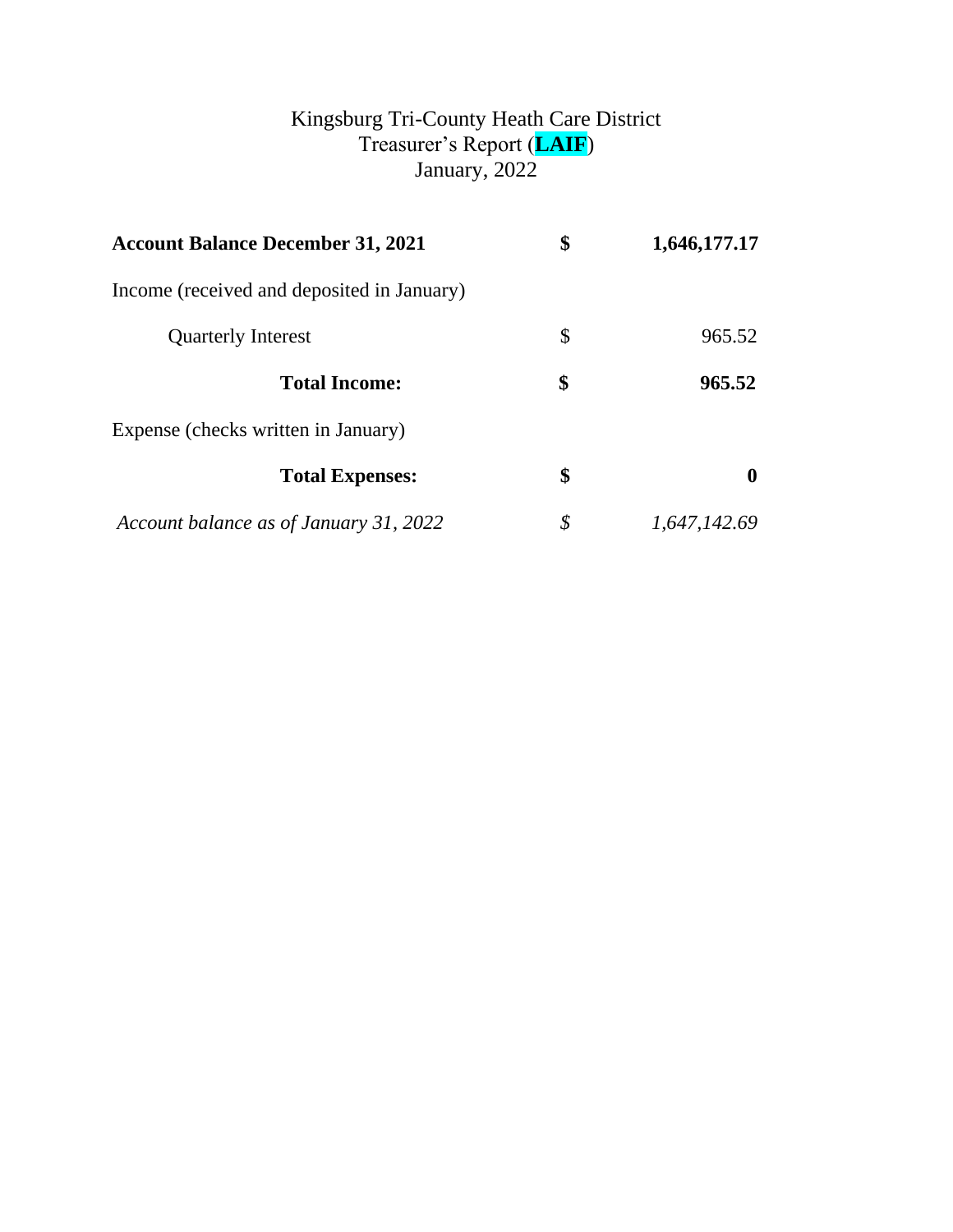# Kingsburg Tri-County Heath Care District
## Treasurer's Report (**LAIF**)
## January, 2022

| | | |
|---|---|---|
| **Account Balance December 31, 2021** | **$** | **1,646,177.17** |
| Income (received and deposited in January) | | |
| Quarterly Interest | $ | 965.52 |
| **Total Income:** | **$** | **965.52** |
| Expense (checks written in January) | | |
| **Total Expenses:** | **$** | **0** |
| *Account balance as of January 31, 2022* | *$* | *1,647,142.69* |